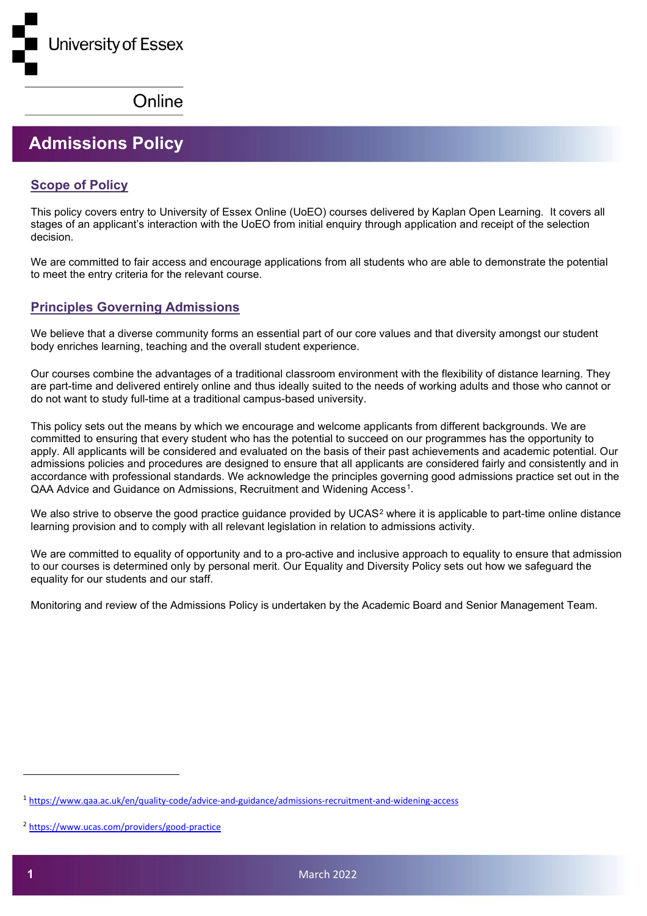University of Essex

Online

# Admissions Policy

## Scope of Policy

This policy covers entry to University of Essex Online (UoEO) courses delivered by Kaplan Open Learning. It covers all stages of an applicant's interaction with the UoEO from initial enquiry through application and receipt of the selection decision.

We are committed to fair access and encourage applications from all students who are able to demonstrate the potential to meet the entry criteria for the relevant course.

## Principles Governing Admissions

We believe that a diverse community forms an essential part of our core values and that diversity amongst our student body enriches learning, teaching and the overall student experience.

Our courses combine the advantages of a traditional classroom environment with the flexibility of distance learning. They are part-time and delivered entirely online and thus ideally suited to the needs of working adults and those who cannot or do not want to study full-time at a traditional campus-based university.

This policy sets out the means by which we encourage and welcome applicants from different backgrounds. We are committed to ensuring that every student who has the potential to succeed on our programmes has the opportunity to apply. All applicants will be considered and evaluated on the basis of their past achievements and academic potential. Our admissions policies and procedures are designed to ensure that all applicants are considered fairly and consistently and in accordance with professional standards. We acknowledge the principles governing good admissions practice set out in the QAA Advice and Guidance on Admissions, Recruitment and Widening Access[1].

We also strive to observe the good practice guidance provided by UCAS[2] where it is applicable to part-time online distance learning provision and to comply with all relevant legislation in relation to admissions activity.

We are committed to equality of opportunity and to a pro-active and inclusive approach to equality to ensure that admission to our courses is determined only by personal merit. Our Equality and Diversity Policy sets out how we safeguard the equality for our students and our staff.

Monitoring and review of the Admissions Policy is undertaken by the Academic Board and Senior Management Team.

---

[1] https://www.qaa.ac.uk/en/quality-code/advice-and-guidance/admissions-recruitment-and-widening-access

[2] https://www.ucas.com/providers/good-practice

March 2022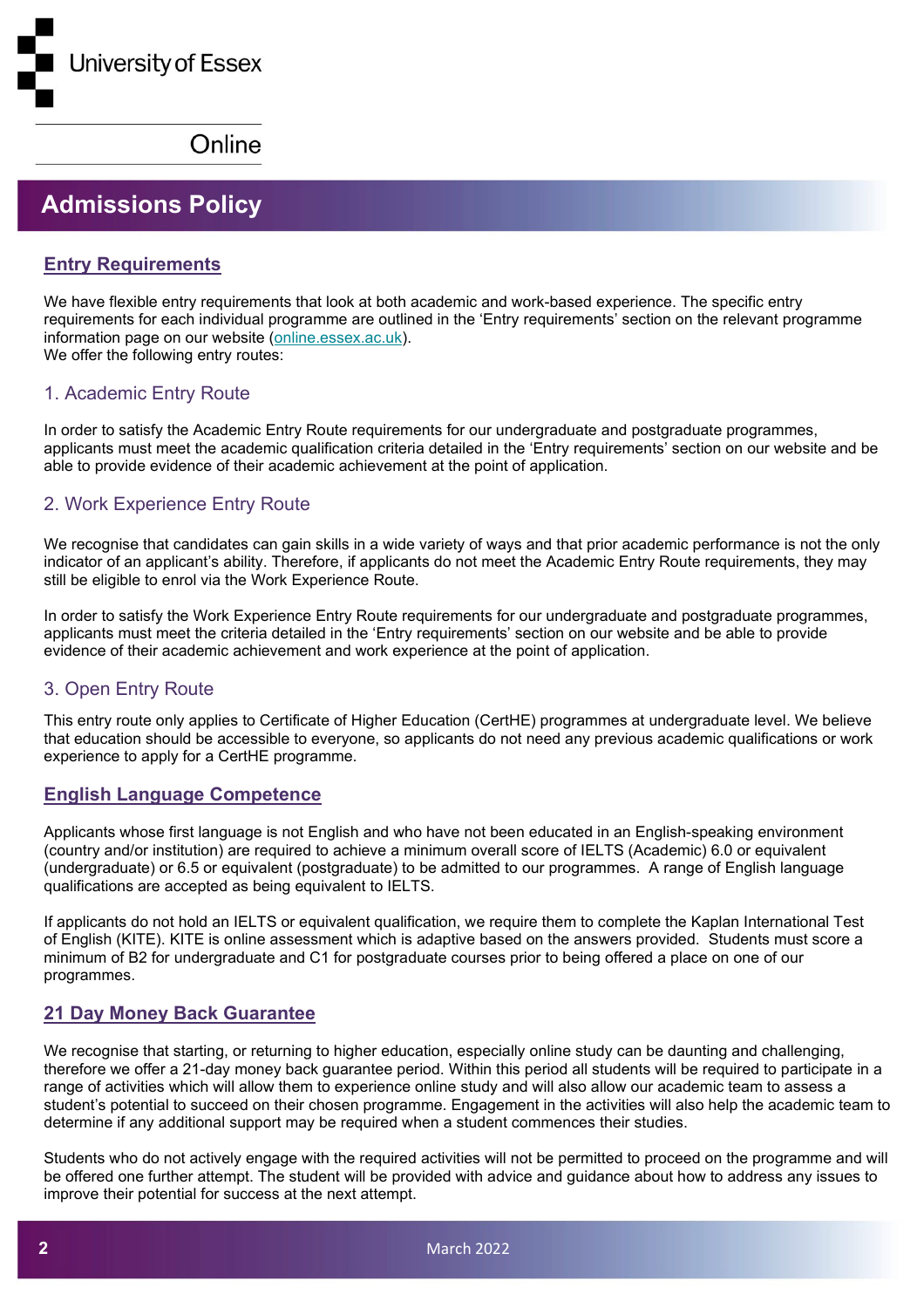University of Essex

Online

# Admissions Policy

## Entry Requirements

We have flexible entry requirements that look at both academic and work-based experience. The specific entry requirements for each individual programme are outlined in the 'Entry requirements' section on the relevant programme information page on our website (online.essex.ac.uk).
We offer the following entry routes:

### 1. Academic Entry Route

In order to satisfy the Academic Entry Route requirements for our undergraduate and postgraduate programmes, applicants must meet the academic qualification criteria detailed in the 'Entry requirements' section on our website and be able to provide evidence of their academic achievement at the point of application.

### 2. Work Experience Entry Route

We recognise that candidates can gain skills in a wide variety of ways and that prior academic performance is not the only indicator of an applicant's ability. Therefore, if applicants do not meet the Academic Entry Route requirements, they may still be eligible to enrol via the Work Experience Route.

In order to satisfy the Work Experience Entry Route requirements for our undergraduate and postgraduate programmes, applicants must meet the criteria detailed in the 'Entry requirements' section on our website and be able to provide evidence of their academic achievement and work experience at the point of application.

### 3. Open Entry Route

This entry route only applies to Certificate of Higher Education (CertHE) programmes at undergraduate level. We believe that education should be accessible to everyone, so applicants do not need any previous academic qualifications or work experience to apply for a CertHE programme.

## English Language Competence

Applicants whose first language is not English and who have not been educated in an English-speaking environment (country and/or institution) are required to achieve a minimum overall score of IELTS (Academic) 6.0 or equivalent (undergraduate) or 6.5 or equivalent (postgraduate) to be admitted to our programmes. A range of English language qualifications are accepted as being equivalent to IELTS.

If applicants do not hold an IELTS or equivalent qualification, we require them to complete the Kaplan International Test of English (KITE). KITE is online assessment which is adaptive based on the answers provided. Students must score a minimum of B2 for undergraduate and C1 for postgraduate courses prior to being offered a place on one of our programmes.

## 21 Day Money Back Guarantee

We recognise that starting, or returning to higher education, especially online study can be daunting and challenging, therefore we offer a 21-day money back guarantee period. Within this period all students will be required to participate in a range of activities which will allow them to experience online study and will also allow our academic team to assess a student's potential to succeed on their chosen programme. Engagement in the activities will also help the academic team to determine if any additional support may be required when a student commences their studies.

Students who do not actively engage with the required activities will not be permitted to proceed on the programme and will be offered one further attempt. The student will be provided with advice and guidance about how to address any issues to improve their potential for success at the next attempt.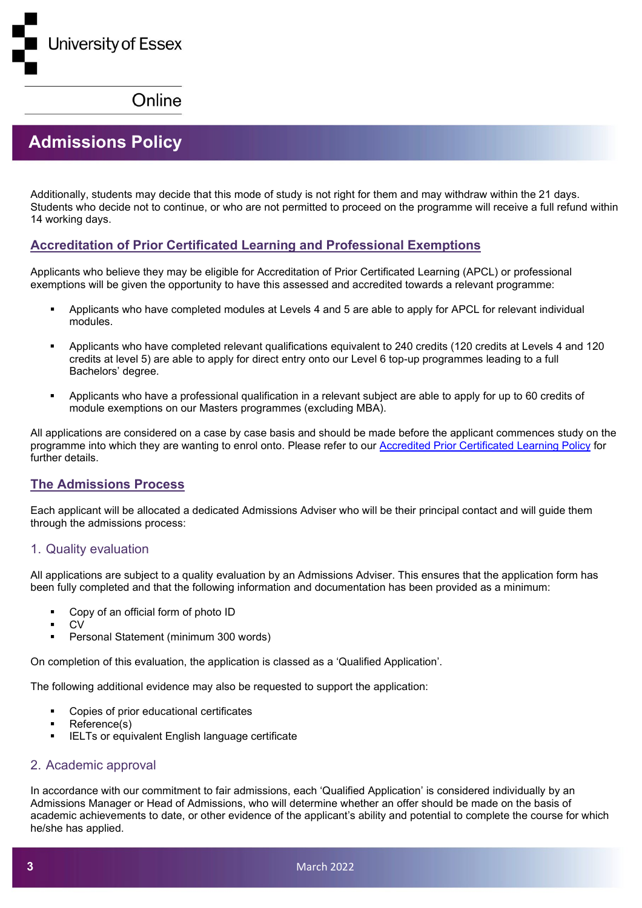Additionally, students may decide that this mode of study is not right for them and may withdraw within the 21 days. Students who decide not to continue, or who are not permitted to proceed on the programme will receive a full refund within 14 working days.

## Accreditation of Prior Certificated Learning and Professional Exemptions

Applicants who believe they may be eligible for Accreditation of Prior Certificated Learning (APCL) or professional exemptions will be given the opportunity to have this assessed and accredited towards a relevant programme:

- Applicants who have completed modules at Levels 4 and 5 are able to apply for APCL for relevant individual modules.
- Applicants who have completed relevant qualifications equivalent to 240 credits (120 credits at Levels 4 and 120 credits at level 5) are able to apply for direct entry onto our Level 6 top-up programmes leading to a full Bachelors' degree.
- Applicants who have a professional qualification in a relevant subject are able to apply for up to 60 credits of module exemptions on our Masters programmes (excluding MBA).

All applications are considered on a case by case basis and should be made before the applicant commences study on the programme into which they are wanting to enrol onto. Please refer to our Accredited Prior Certificated Learning Policy for further details.

## The Admissions Process

Each applicant will be allocated a dedicated Admissions Adviser who will be their principal contact and will guide them through the admissions process:

### 1. Quality evaluation

All applications are subject to a quality evaluation by an Admissions Adviser. This ensures that the application form has been fully completed and that the following information and documentation has been provided as a minimum:

- Copy of an official form of photo ID
- CV
- Personal Statement (minimum 300 words)

On completion of this evaluation, the application is classed as a 'Qualified Application'.

The following additional evidence may also be requested to support the application:

- Copies of prior educational certificates
- Reference(s)
- IELTs or equivalent English language certificate

### 2. Academic approval

In accordance with our commitment to fair admissions, each 'Qualified Application' is considered individually by an Admissions Manager or Head of Admissions, who will determine whether an offer should be made on the basis of academic achievements to date, or other evidence of the applicant's ability and potential to complete the course for which he/she has applied.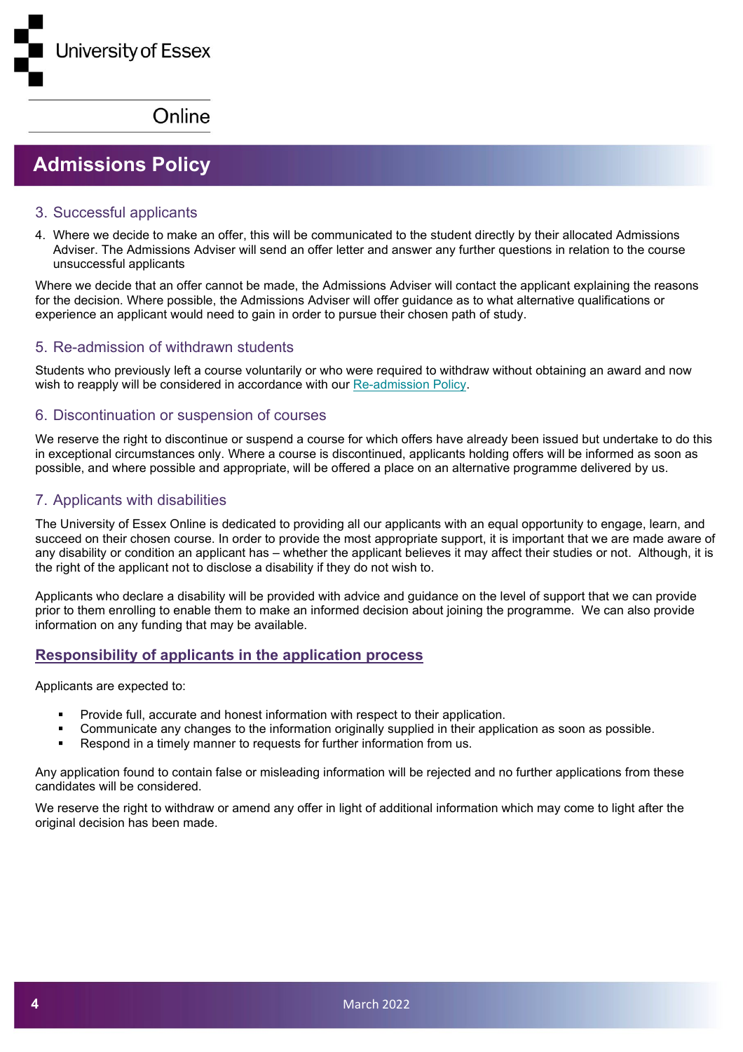## Admissions Policy

### 3. Successful applicants

4. Where we decide to make an offer, this will be communicated to the student directly by their allocated Admissions Adviser. The Admissions Adviser will send an offer letter and answer any further questions in relation to the course unsuccessful applicants

Where we decide that an offer cannot be made, the Admissions Adviser will contact the applicant explaining the reasons for the decision. Where possible, the Admissions Adviser will offer guidance as to what alternative qualifications or experience an applicant would need to gain in order to pursue their chosen path of study.

### 5. Re-admission of withdrawn students

Students who previously left a course voluntarily or who were required to withdraw without obtaining an award and now wish to reapply will be considered in accordance with our Re-admission Policy.

### 6. Discontinuation or suspension of courses

We reserve the right to discontinue or suspend a course for which offers have already been issued but undertake to do this in exceptional circumstances only. Where a course is discontinued, applicants holding offers will be informed as soon as possible, and where possible and appropriate, will be offered a place on an alternative programme delivered by us.

### 7. Applicants with disabilities

The University of Essex Online is dedicated to providing all our applicants with an equal opportunity to engage, learn, and succeed on their chosen course. In order to provide the most appropriate support, it is important that we are made aware of any disability or condition an applicant has – whether the applicant believes it may affect their studies or not. Although, it is the right of the applicant not to disclose a disability if they do not wish to.

Applicants who declare a disability will be provided with advice and guidance on the level of support that we can provide prior to them enrolling to enable them to make an informed decision about joining the programme. We can also provide information on any funding that may be available.

### Responsibility of applicants in the application process

Applicants are expected to:

- Provide full, accurate and honest information with respect to their application.
- Communicate any changes to the information originally supplied in their application as soon as possible.
- Respond in a timely manner to requests for further information from us.

Any application found to contain false or misleading information will be rejected and no further applications from these candidates will be considered.

We reserve the right to withdraw or amend any offer in light of additional information which may come to light after the original decision has been made.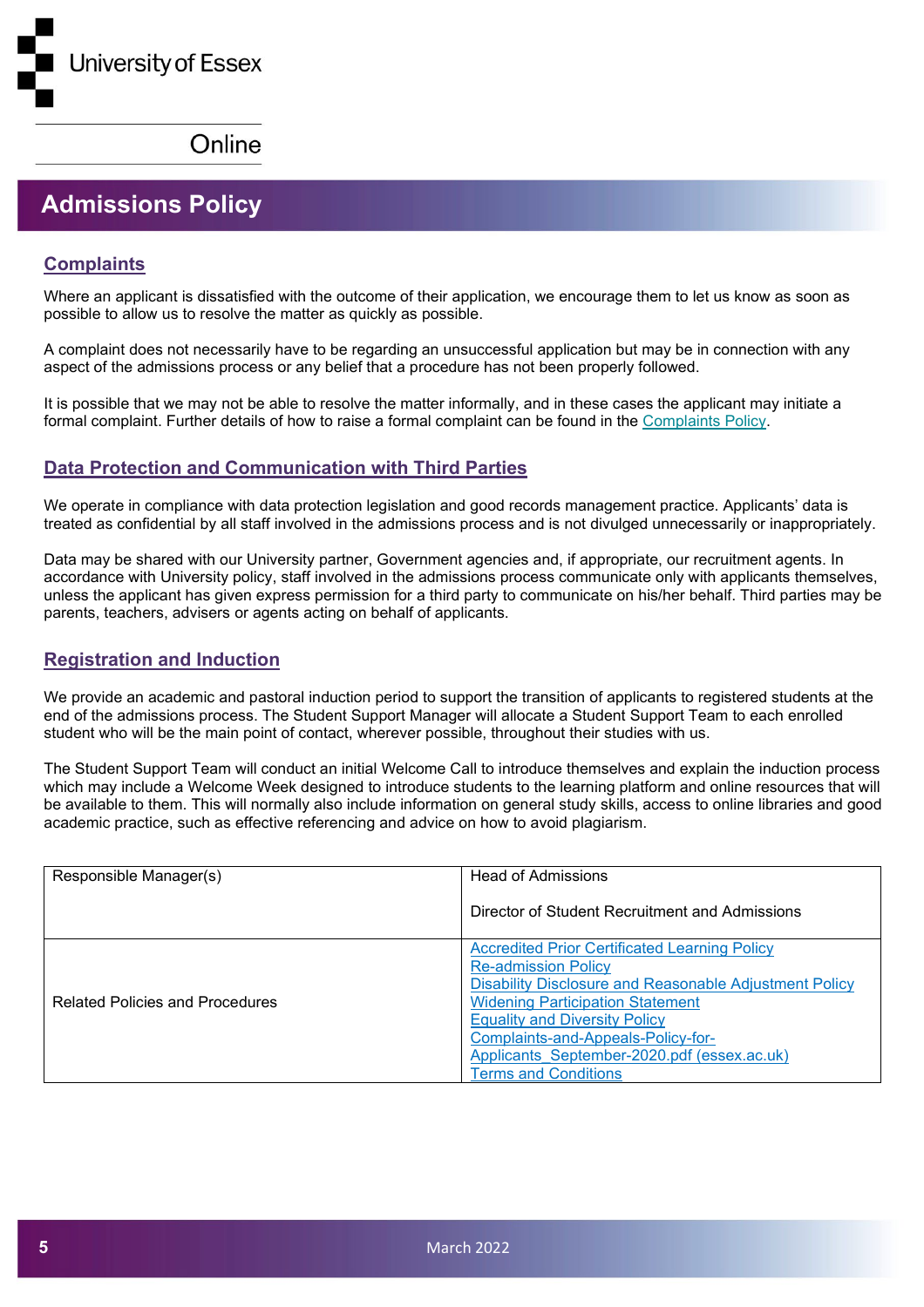# Admissions Policy

## Complaints

Where an applicant is dissatisfied with the outcome of their application, we encourage them to let us know as soon as possible to allow us to resolve the matter as quickly as possible.

A complaint does not necessarily have to be regarding an unsuccessful application but may be in connection with any aspect of the admissions process or any belief that a procedure has not been properly followed.

It is possible that we may not be able to resolve the matter informally, and in these cases the applicant may initiate a formal complaint. Further details of how to raise a formal complaint can be found in the Complaints Policy.

## Data Protection and Communication with Third Parties

We operate in compliance with data protection legislation and good records management practice. Applicants' data is treated as confidential by all staff involved in the admissions process and is not divulged unnecessarily or inappropriately.

Data may be shared with our University partner, Government agencies and, if appropriate, our recruitment agents. In accordance with University policy, staff involved in the admissions process communicate only with applicants themselves, unless the applicant has given express permission for a third party to communicate on his/her behalf. Third parties may be parents, teachers, advisers or agents acting on behalf of applicants.

## Registration and Induction

We provide an academic and pastoral induction period to support the transition of applicants to registered students at the end of the admissions process. The Student Support Manager will allocate a Student Support Team to each enrolled student who will be the main point of contact, wherever possible, throughout their studies with us.

The Student Support Team will conduct an initial Welcome Call to introduce themselves and explain the induction process which may include a Welcome Week designed to introduce students to the learning platform and online resources that will be available to them. This will normally also include information on general study skills, access to online libraries and good academic practice, such as effective referencing and advice on how to avoid plagiarism.

| | |
|---|---|
| Responsible Manager(s) | Head of Admissions<br><br>Director of Student Recruitment and Admissions |
| Related Policies and Procedures | Accredited Prior Certificated Learning Policy<br>Re-admission Policy<br>Disability Disclosure and Reasonable Adjustment Policy<br>Widening Participation Statement<br>Equality and Diversity Policy<br>Complaints-and-Appeals-Policy-for-Applicants_September-2020.pdf (essex.ac.uk)<br>Terms and Conditions |

March 2022